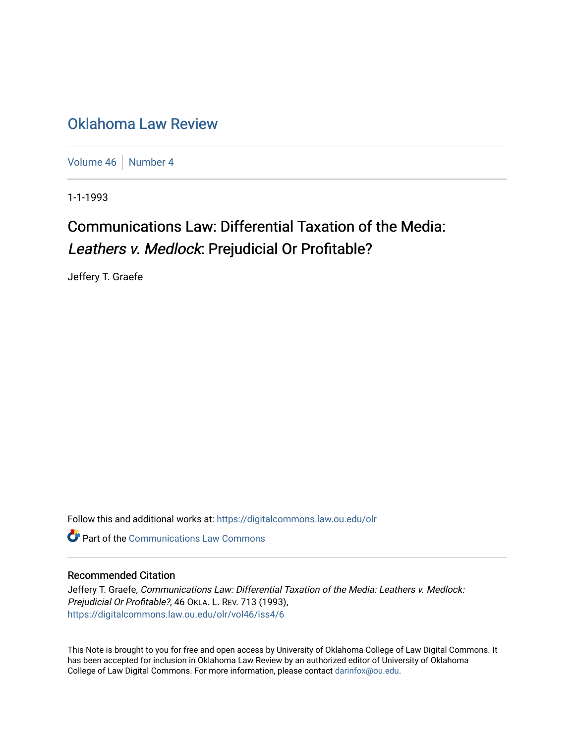# Oklahoma Law Review

Volume 46 | Number 4

1-1-1993

## Communications Law: Differential Taxation of the Media: *Leathers v. Medlock*: Prejudicial Or Profitable?

Jeffery T. Graefe

Follow this and additional works at: https://digitalcommons.law.ou.edu/olr

Part of the Communications Law Commons

### Recommended Citation

Jeffery T. Graefe, *Communications Law: Differential Taxation of the Media: Leathers v. Medlock: Prejudicial Or Profitable?*, 46 OKLA. L. REV. 713 (1993),
https://digitalcommons.law.ou.edu/olr/vol46/iss4/6

This Note is brought to you for free and open access by University of Oklahoma College of Law Digital Commons. It has been accepted for inclusion in Oklahoma Law Review by an authorized editor of University of Oklahoma College of Law Digital Commons. For more information, please contact darinfox@ou.edu.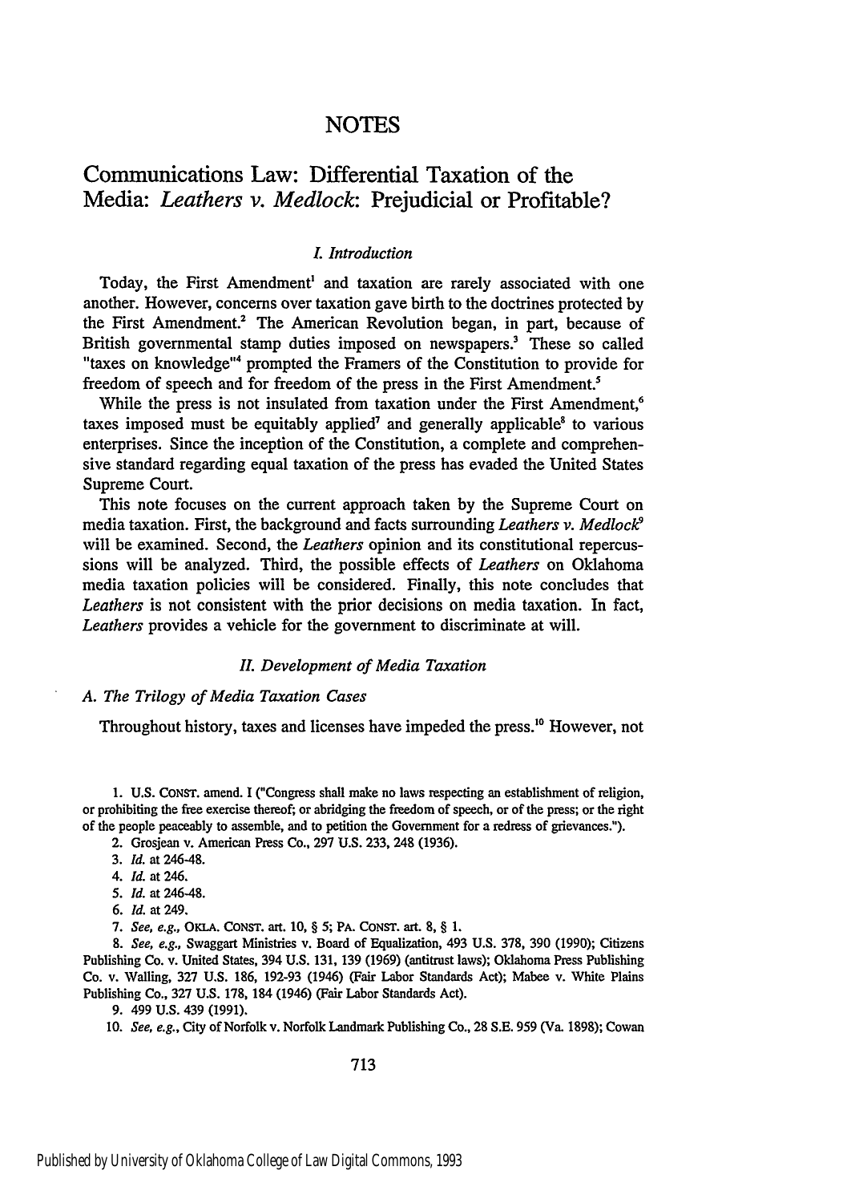# NOTES

## Communications Law: Differential Taxation of the Media: *Leathers v. Medlock*: Prejudicial or Profitable?

### *I. Introduction*

Today, the First Amendment[1] and taxation are rarely associated with one another. However, concerns over taxation gave birth to the doctrines protected by the First Amendment.[2] The American Revolution began, in part, because of British governmental stamp duties imposed on newspapers.[3] These so called "taxes on knowledge"[4] prompted the Framers of the Constitution to provide for freedom of speech and for freedom of the press in the First Amendment.[5]

While the press is not insulated from taxation under the First Amendment,[6] taxes imposed must be equitably applied[7] and generally applicable[8] to various enterprises. Since the inception of the Constitution, a complete and comprehensive standard regarding equal taxation of the press has evaded the United States Supreme Court.

This note focuses on the current approach taken by the Supreme Court on media taxation. First, the background and facts surrounding *Leathers v. Medlock*[9] will be examined. Second, the *Leathers* opinion and its constitutional repercussions will be analyzed. Third, the possible effects of *Leathers* on Oklahoma media taxation policies will be considered. Finally, this note concludes that *Leathers* is not consistent with the prior decisions on media taxation. In fact, *Leathers* provides a vehicle for the government to discriminate at will.

### *II. Development of Media Taxation*

#### *A. The Trilogy of Media Taxation Cases*

Throughout history, taxes and licenses have impeded the press.[10] However, not

---

1. U.S. CONST. amend. I ("Congress shall make no laws respecting an establishment of religion, or prohibiting the free exercise thereof; or abridging the freedom of speech, or of the press; or the right of the people peaceably to assemble, and to petition the Government for a redress of grievances.").

2. Grosjean v. American Press Co., 297 U.S. 233, 248 (1936).

3. *Id.* at 246-48.

4. *Id.* at 246.

5. *Id.* at 246-48.

6. *Id.* at 249.

7. *See, e.g.*, OKLA. CONST. art. 10, § 5; PA. CONST. art. 8, § 1.

8. *See, e.g.*, Swaggart Ministries v. Board of Equalization, 493 U.S. 378, 390 (1990); Citizens Publishing Co. v. United States, 394 U.S. 131, 139 (1969) (antitrust laws); Oklahoma Press Publishing Co. v. Walling, 327 U.S. 186, 192-93 (1946) (Fair Labor Standards Act); Mabee v. White Plains Publishing Co., 327 U.S. 178, 184 (1946) (Fair Labor Standards Act).

9. 499 U.S. 439 (1991).

10. *See, e.g.*, City of Norfolk v. Norfolk Landmark Publishing Co., 28 S.E. 959 (Va. 1898); Cowan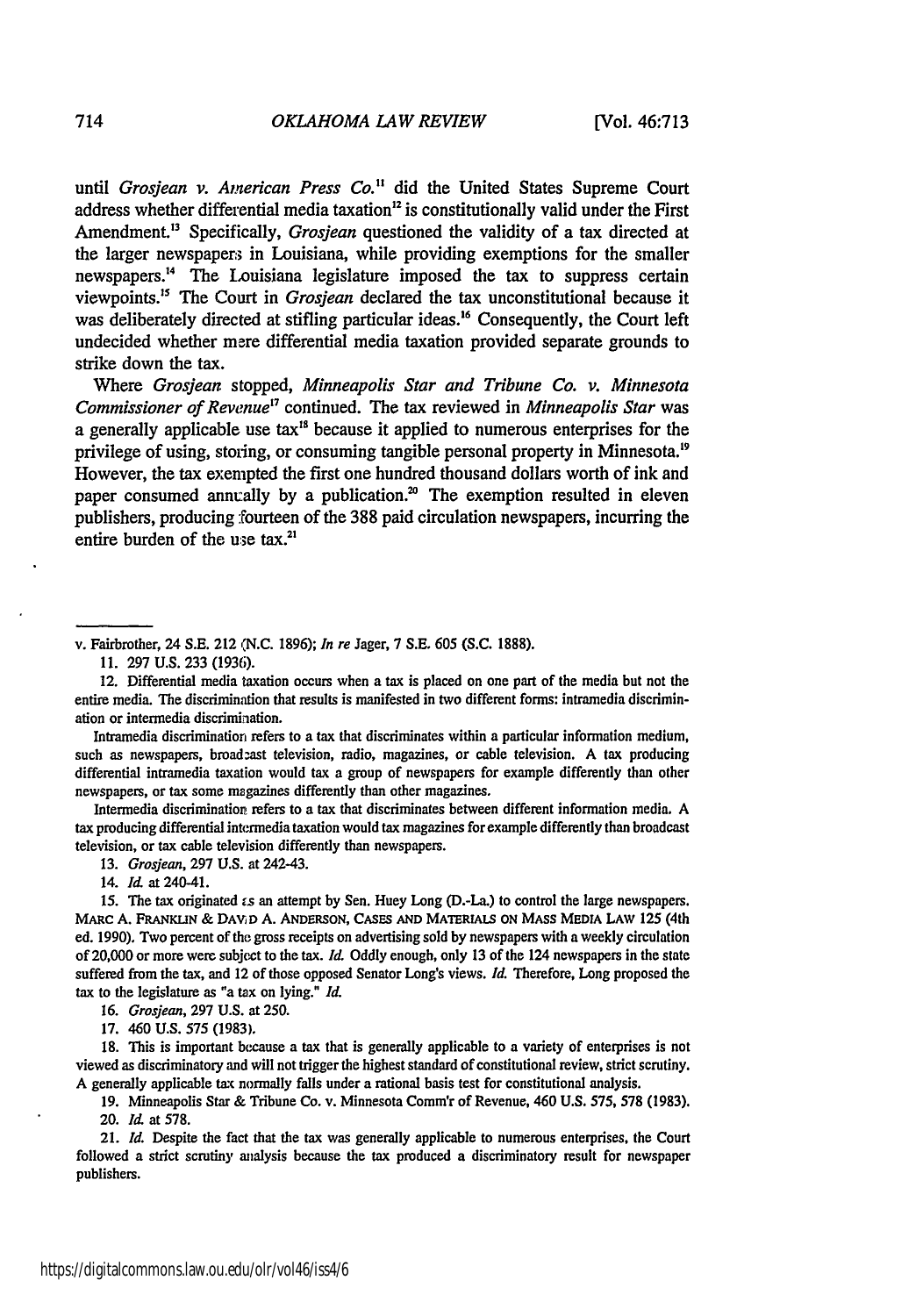until *Grosjean v. American Press Co.*[11] did the United States Supreme Court address whether differential media taxation[12] is constitutionally valid under the First Amendment.[13] Specifically, *Grosjean* questioned the validity of a tax directed at the larger newspapers in Louisiana, while providing exemptions for the smaller newspapers.[14] The Louisiana legislature imposed the tax to suppress certain viewpoints.[15] The Court in *Grosjean* declared the tax unconstitutional because it was deliberately directed at stifling particular ideas.[16] Consequently, the Court left undecided whether mere differential media taxation provided separate grounds to strike down the tax.

Where *Grosjean* stopped, *Minneapolis Star and Tribune Co. v. Minnesota Commissioner of Revenue*[17] continued. The tax reviewed in *Minneapolis Star* was a generally applicable use tax[18] because it applied to numerous enterprises for the privilege of using, storing, or consuming tangible personal property in Minnesota.[19] However, the tax exempted the first one hundred thousand dollars worth of ink and paper consumed annually by a publication.[20] The exemption resulted in eleven publishers, producing fourteen of the 388 paid circulation newspapers, incurring the entire burden of the use tax.[21]

---

v. Fairbrother, 24 S.E. 212 (N.C. 1896); *In re* Jager, 7 S.E. 605 (S.C. 1888).

11. 297 U.S. 233 (1936).

12. Differential media taxation occurs when a tax is placed on one part of the media but not the entire media. The discrimination that results is manifested in two different forms: intramedia discrimination or intermedia discrimination.

Intramedia discrimination refers to a tax that discriminates within a particular information medium, such as newspapers, broadcast television, radio, magazines, or cable television. A tax producing differential intramedia taxation would tax a group of newspapers for example differently than other newspapers, or tax some magazines differently than other magazines.

Intermedia discrimination refers to a tax that discriminates between different information media. A tax producing differential intermedia taxation would tax magazines for example differently than broadcast television, or tax cable television differently than newspapers.

13. *Grosjean*, 297 U.S. at 242-43.

14. *Id.* at 240-41.

15. The tax originated as an attempt by Sen. Huey Long (D.-La.) to control the large newspapers. MARC A. FRANKLIN & DAVID A. ANDERSON, CASES AND MATERIALS ON MASS MEDIA LAW 125 (4th ed. 1990). Two percent of the gross receipts on advertising sold by newspapers with a weekly circulation of 20,000 or more were subject to the tax. *Id.* Oddly enough, only 13 of the 124 newspapers in the state suffered from the tax, and 12 of those opposed Senator Long's views. *Id.* Therefore, Long proposed the tax to the legislature as "a tax on lying." *Id.*

16. *Grosjean*, 297 U.S. at 250.

17. 460 U.S. 575 (1983).

18. This is important because a tax that is generally applicable to a variety of enterprises is not viewed as discriminatory and will not trigger the highest standard of constitutional review, strict scrutiny. A generally applicable tax normally falls under a rational basis test for constitutional analysis.

19. Minneapolis Star & Tribune Co. v. Minnesota Comm'r of Revenue, 460 U.S. 575, 578 (1983).

20. *Id.* at 578.

21. *Id.* Despite the fact that the tax was generally applicable to numerous enterprises, the Court followed a strict scrutiny analysis because the tax produced a discriminatory result for newspaper publishers.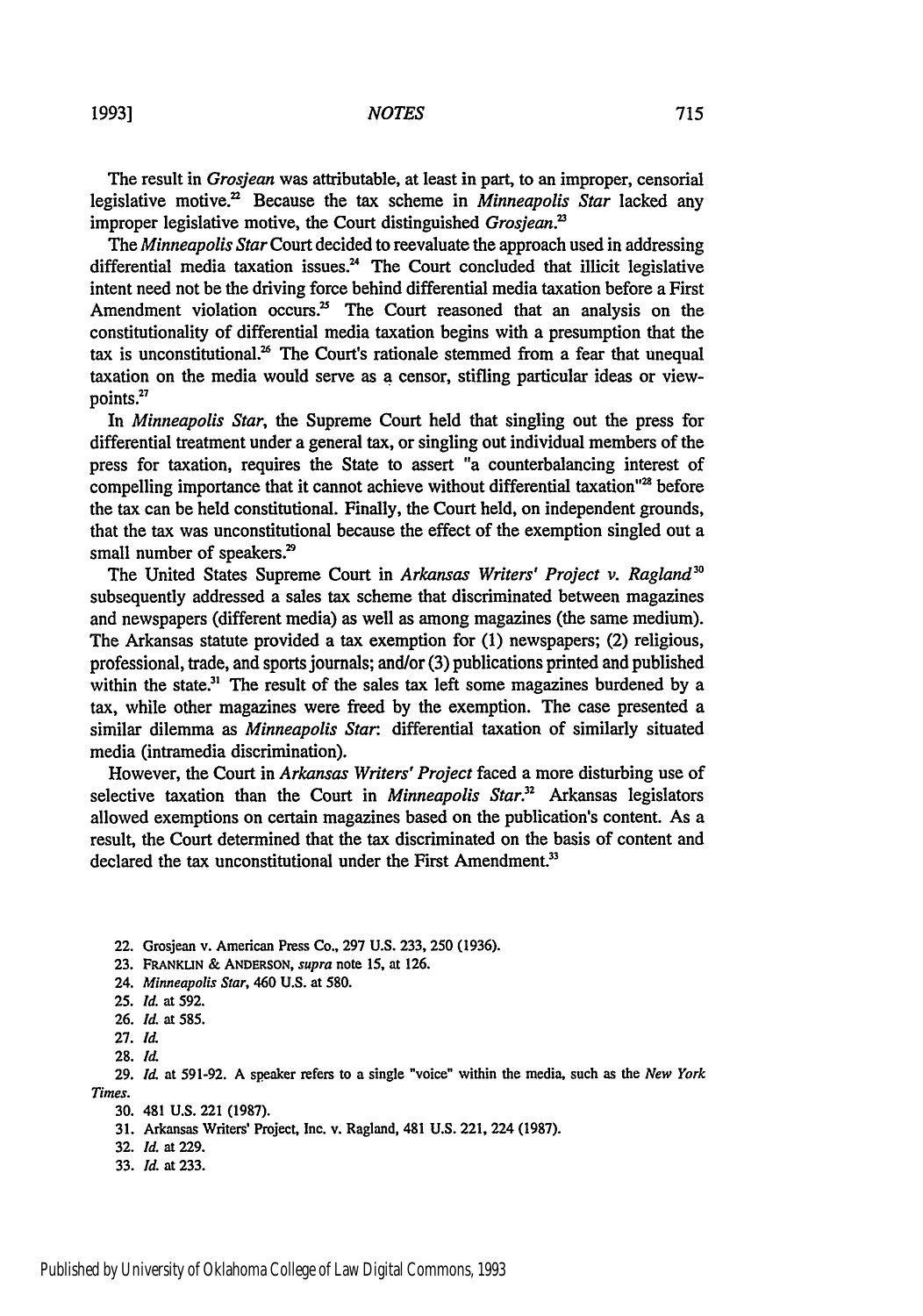The result in *Grosjean* was attributable, at least in part, to an improper, censorial legislative motive.[22] Because the tax scheme in *Minneapolis Star* lacked any improper legislative motive, the Court distinguished *Grosjean*.[23]

The *Minneapolis Star* Court decided to reevaluate the approach used in addressing differential media taxation issues.[24] The Court concluded that illicit legislative intent need not be the driving force behind differential media taxation before a First Amendment violation occurs.[25] The Court reasoned that an analysis on the constitutionality of differential media taxation begins with a presumption that the tax is unconstitutional.[26] The Court's rationale stemmed from a fear that unequal taxation on the media would serve as a censor, stifling particular ideas or viewpoints.[27]

In *Minneapolis Star*, the Supreme Court held that singling out the press for differential treatment under a general tax, or singling out individual members of the press for taxation, requires the State to assert "a counterbalancing interest of compelling importance that it cannot achieve without differential taxation"[28] before the tax can be held constitutional. Finally, the Court held, on independent grounds, that the tax was unconstitutional because the effect of the exemption singled out a small number of speakers.[29]

The United States Supreme Court in *Arkansas Writers' Project v. Ragland*[30] subsequently addressed a sales tax scheme that discriminated between magazines and newspapers (different media) as well as among magazines (the same medium). The Arkansas statute provided a tax exemption for (1) newspapers; (2) religious, professional, trade, and sports journals; and/or (3) publications printed and published within the state.[31] The result of the sales tax left some magazines burdened by a tax, while other magazines were freed by the exemption. The case presented a similar dilemma as *Minneapolis Star*: differential taxation of similarly situated media (intramedia discrimination).

However, the Court in *Arkansas Writers' Project* faced a more disturbing use of selective taxation than the Court in *Minneapolis Star*.[32] Arkansas legislators allowed exemptions on certain magazines based on the publication's content. As a result, the Court determined that the tax discriminated on the basis of content and declared the tax unconstitutional under the First Amendment.[33]

---

22. Grosjean v. American Press Co., 297 U.S. 233, 250 (1936).
23. FRANKLIN & ANDERSON, *supra* note 15, at 126.
24. *Minneapolis Star*, 460 U.S. at 580.
25. *Id.* at 592.
26. *Id.* at 585.
27. *Id.*
28. *Id.*
29. *Id.* at 591-92. A speaker refers to a single "voice" within the media, such as the *New York Times*.
30. 481 U.S. 221 (1987).
31. Arkansas Writers' Project, Inc. v. Ragland, 481 U.S. 221, 224 (1987).
32. *Id.* at 229.
33. *Id.* at 233.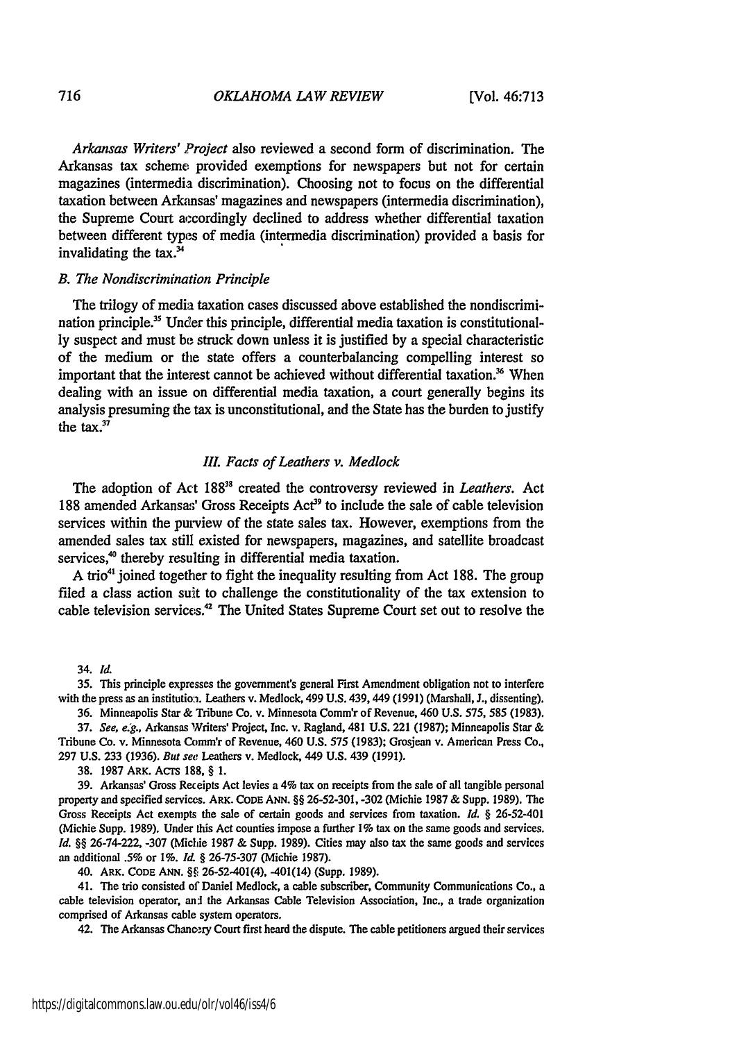*Arkansas Writers' Project* also reviewed a second form of discrimination. The Arkansas tax scheme provided exemptions for newspapers but not for certain magazines (intermedia discrimination). Choosing not to focus on the differential taxation between Arkansas' magazines and newspapers (intermedia discrimination), the Supreme Court accordingly declined to address whether differential taxation between different types of media (intermedia discrimination) provided a basis for invalidating the tax.[34]

### *B. The Nondiscrimination Principle*

The trilogy of media taxation cases discussed above established the nondiscrimination principle.[35] Under this principle, differential media taxation is constitutionally suspect and must be struck down unless it is justified by a special characteristic of the medium or the state offers a counterbalancing compelling interest so important that the interest cannot be achieved without differential taxation.[36] When dealing with an issue on differential media taxation, a court generally begins its analysis presuming the tax is unconstitutional, and the State has the burden to justify the tax.[37]

## *III. Facts of Leathers v. Medlock*

The adoption of Act 188[38] created the controversy reviewed in *Leathers*. Act 188 amended Arkansas' Gross Receipts Act[39] to include the sale of cable television services within the purview of the state sales tax. However, exemptions from the amended sales tax still existed for newspapers, magazines, and satellite broadcast services,[40] thereby resulting in differential media taxation.

A trio[41] joined together to fight the inequality resulting from Act 188. The group filed a class action suit to challenge the constitutionality of the tax extension to cable television services.[42] The United States Supreme Court set out to resolve the

---

34. *Id.*

35. This principle expresses the government's general First Amendment obligation not to interfere with the press as an institution. Leathers v. Medlock, 499 U.S. 439, 449 (1991) (Marshall, J., dissenting).

36. Minneapolis Star & Tribune Co. v. Minnesota Comm'r of Revenue, 460 U.S. 575, 585 (1983).

37. *See, e.g.*, Arkansas Writers' Project, Inc. v. Ragland, 481 U.S. 221 (1987); Minneapolis Star & Tribune Co. v. Minnesota Comm'r of Revenue, 460 U.S. 575 (1983); Grosjean v. American Press Co., 297 U.S. 233 (1936). *But see* Leathers v. Medlock, 449 U.S. 439 (1991).

38. 1987 ARK. ACTS 188, § 1.

39. Arkansas' Gross Receipts Act levies a 4% tax on receipts from the sale of all tangible personal property and specified services. ARK. CODE ANN. §§ 26-52-301, -302 (Michie 1987 & Supp. 1989). The Gross Receipts Act exempts the sale of certain goods and services from taxation. *Id.* § 26-52-401 (Michie Supp. 1989). Under this Act counties impose a further 1% tax on the same goods and services. *Id.* §§ 26-74-222, -307 (Michie 1987 & Supp. 1989). Cities may also tax the same goods and services an additional .5% or 1%. *Id.* § 26-75-307 (Michie 1987).

40. ARK. CODE ANN. §§ 26-52-401(4), -401(14) (Supp. 1989).

41. The trio consisted of Daniel Medlock, a cable subscriber, Community Communications Co., a cable television operator, and the Arkansas Cable Television Association, Inc., a trade organization comprised of Arkansas cable system operators.

42. The Arkansas Chancery Court first heard the dispute. The cable petitioners argued their services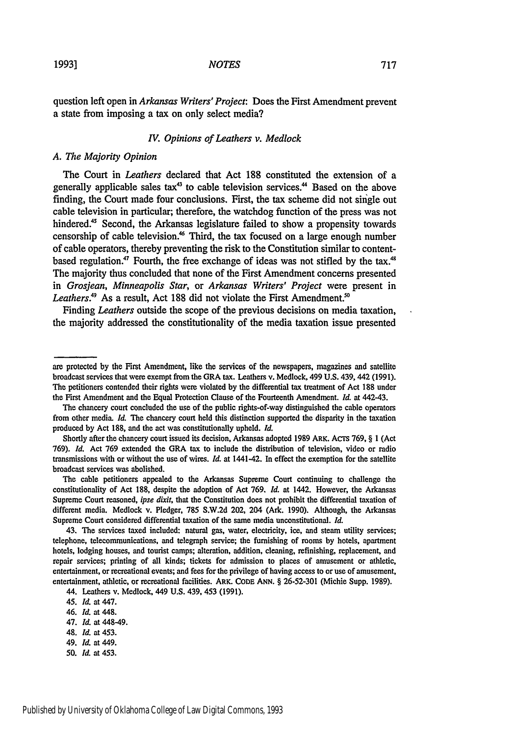question left open in *Arkansas Writers' Project*: Does the First Amendment prevent a state from imposing a tax on only select media?

### *IV. Opinions of Leathers v. Medlock*

#### *A. The Majority Opinion*

The Court in *Leathers* declared that Act 188 constituted the extension of a generally applicable sales tax[43] to cable television services.[44] Based on the above finding, the Court made four conclusions. First, the tax scheme did not single out cable television in particular; therefore, the watchdog function of the press was not hindered.[45] Second, the Arkansas legislature failed to show a propensity towards censorship of cable television.[46] Third, the tax focused on a large enough number of cable operators, thereby preventing the risk to the Constitution similar to content-based regulation.[47] Fourth, the free exchange of ideas was not stifled by the tax.[48] The majority thus concluded that none of the First Amendment concerns presented in *Grosjean*, *Minneapolis Star*, or *Arkansas Writers' Project* were present in *Leathers*.[49] As a result, Act 188 did not violate the First Amendment.[50]

Finding *Leathers* outside the scope of the previous decisions on media taxation, the majority addressed the constitutionality of the media taxation issue presented

---

are protected by the First Amendment, like the services of the newspapers, magazines and satellite broadcast services that were exempt from the GRA tax. Leathers v. Medlock, 499 U.S. 439, 442 (1991). The petitioners contended their rights were violated by the differential tax treatment of Act 188 under the First Amendment and the Equal Protection Clause of the Fourteenth Amendment. *Id.* at 442-43.

The chancery court concluded the use of the public rights-of-way distinguished the cable operators from other media. *Id.* The chancery court held this distinction supported the disparity in the taxation produced by Act 188, and the act was constitutionally upheld. *Id.*

Shortly after the chancery court issued its decision, Arkansas adopted 1989 ARK. ACTS 769, § 1 (Act 769). *Id.* Act 769 extended the GRA tax to include the distribution of television, video or radio transmissions with or without the use of wires. *Id.* at 1441-42. In effect the exemption for the satellite broadcast services was abolished.

The cable petitioners appealed to the Arkansas Supreme Court continuing to challenge the constitutionality of Act 188, despite the adoption of Act 769. *Id.* at 1442. However, the Arkansas Supreme Court reasoned, *ipse dixit*, that the Constitution does not prohibit the differential taxation of different media. Medlock v. Pledger, 785 S.W.2d 202, 204 (Ark. 1990). Although, the Arkansas Supreme Court considered differential taxation of the same media unconstitutional. *Id.*

43. The services taxed included: natural gas, water, electricity, ice, and steam utility services; telephone, telecommunications, and telegraph service; the furnishing of rooms by hotels, apartment hotels, lodging houses, and tourist camps; alteration, addition, cleaning, refinishing, replacement, and repair services; printing of all kinds; tickets for admission to places of amusement or athletic, entertainment, or recreational events; and fees for the privilege of having access to or use of amusement, entertainment, athletic, or recreational facilities. ARK. CODE ANN. § 26-52-301 (Michie Supp. 1989).

44. Leathers v. Medlock, 449 U.S. 439, 453 (1991).

45. *Id.* at 447.

46. *Id.* at 448.

47. *Id.* at 448-49.

48. *Id.* at 453.

49. *Id.* at 449.

50. *Id.* at 453.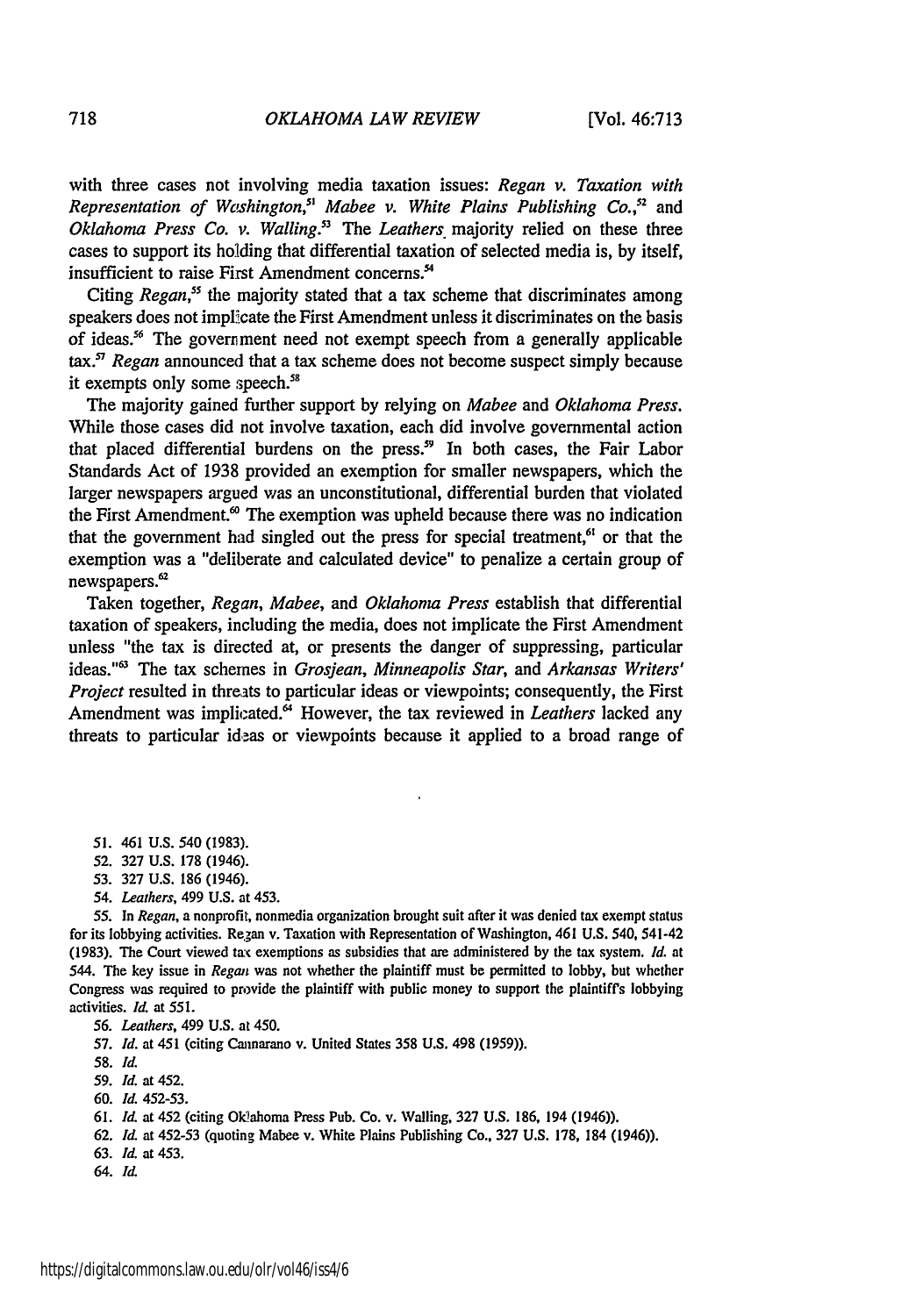with three cases not involving media taxation issues: *Regan v. Taxation with Representation of Washington*,[51] *Mabee v. White Plains Publishing Co.*,[52] and *Oklahoma Press Co. v. Walling*.[53] The *Leathers* majority relied on these three cases to support its holding that differential taxation of selected media is, by itself, insufficient to raise First Amendment concerns.[54]

Citing *Regan*,[55] the majority stated that a tax scheme that discriminates among speakers does not implicate the First Amendment unless it discriminates on the basis of ideas.[56] The government need not exempt speech from a generally applicable tax.[57] *Regan* announced that a tax scheme does not become suspect simply because it exempts only some speech.[58]

The majority gained further support by relying on *Mabee* and *Oklahoma Press*. While those cases did not involve taxation, each did involve governmental action that placed differential burdens on the press.[59] In both cases, the Fair Labor Standards Act of 1938 provided an exemption for smaller newspapers, which the larger newspapers argued was an unconstitutional, differential burden that violated the First Amendment.[60] The exemption was upheld because there was no indication that the government had singled out the press for special treatment,[61] or that the exemption was a "deliberate and calculated device" to penalize a certain group of newspapers.[62]

Taken together, *Regan*, *Mabee*, and *Oklahoma Press* establish that differential taxation of speakers, including the media, does not implicate the First Amendment unless "the tax is directed at, or presents the danger of suppressing, particular ideas."[63] The tax schemes in *Grosjean*, *Minneapolis Star*, and *Arkansas Writers' Project* resulted in threats to particular ideas or viewpoints; consequently, the First Amendment was implicated.[64] However, the tax reviewed in *Leathers* lacked any threats to particular ideas or viewpoints because it applied to a broad range of

---

51. 461 U.S. 540 (1983).

52. 327 U.S. 178 (1946).

53. 327 U.S. 186 (1946).

54. *Leathers*, 499 U.S. at 453.

55. In *Regan*, a nonprofit, nonmedia organization brought suit after it was denied tax exempt status for its lobbying activities. Regan v. Taxation with Representation of Washington, 461 U.S. 540, 541-42 (1983). The Court viewed tax exemptions as subsidies that are administered by the tax system. *Id.* at 544. The key issue in *Regan* was not whether the plaintiff must be permitted to lobby, but whether Congress was required to provide the plaintiff with public money to support the plaintiff's lobbying activities. *Id.* at 551.

56. *Leathers*, 499 U.S. at 450.

57. *Id.* at 451 (citing Cannarano v. United States 358 U.S. 498 (1959)).

58. *Id.*

59. *Id.* at 452.

60. *Id.* 452-53.

61. *Id.* at 452 (citing Oklahoma Press Pub. Co. v. Walling, 327 U.S. 186, 194 (1946)).

62. *Id.* at 452-53 (quoting Mabee v. White Plains Publishing Co., 327 U.S. 178, 184 (1946)).

63. *Id.* at 453.

64. *Id.*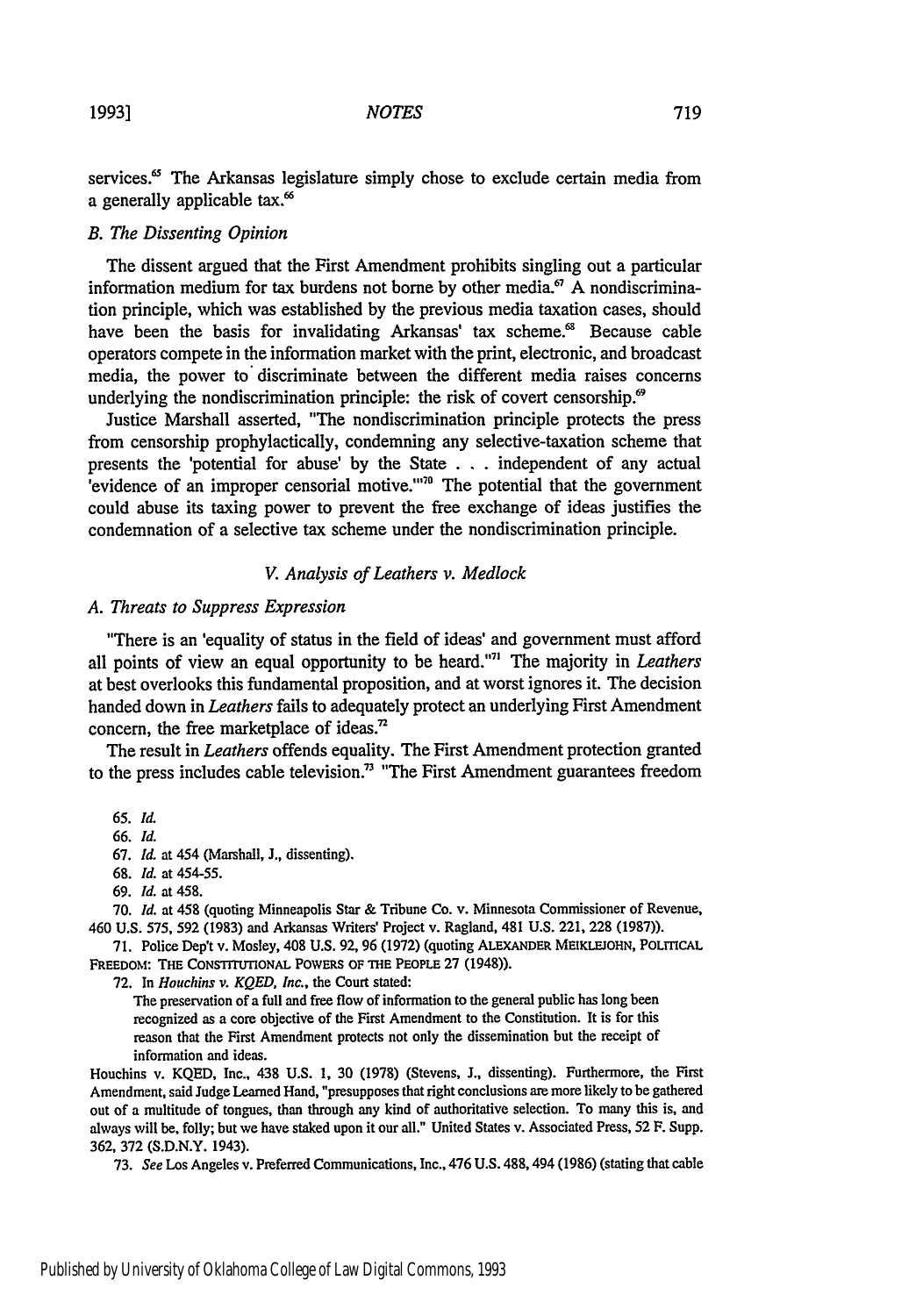services.[65] The Arkansas legislature simply chose to exclude certain media from a generally applicable tax.[66]

### *B. The Dissenting Opinion*

The dissent argued that the First Amendment prohibits singling out a particular information medium for tax burdens not borne by other media.[67] A nondiscrimination principle, which was established by the previous media taxation cases, should have been the basis for invalidating Arkansas' tax scheme.[68] Because cable operators compete in the information market with the print, electronic, and broadcast media, the power to discriminate between the different media raises concerns underlying the nondiscrimination principle: the risk of covert censorship.[69]

Justice Marshall asserted, "The nondiscrimination principle protects the press from censorship prophylactically, condemning any selective-taxation scheme that presents the 'potential for abuse' by the State . . . independent of any actual 'evidence of an improper censorial motive.'"[70] The potential that the government could abuse its taxing power to prevent the free exchange of ideas justifies the condemnation of a selective tax scheme under the nondiscrimination principle.

## *V. Analysis of Leathers v. Medlock*

### *A. Threats to Suppress Expression*

"There is an 'equality of status in the field of ideas' and government must afford all points of view an equal opportunity to be heard."[71] The majority in *Leathers* at best overlooks this fundamental proposition, and at worst ignores it. The decision handed down in *Leathers* fails to adequately protect an underlying First Amendment concern, the free marketplace of ideas.[72]

The result in *Leathers* offends equality. The First Amendment protection granted to the press includes cable television.[73] "The First Amendment guarantees freedom

65. *Id.*

66. *Id.*

67. *Id.* at 454 (Marshall, J., dissenting).

68. *Id.* at 454-55.

69. *Id.* at 458.

70. *Id.* at 458 (quoting Minneapolis Star & Tribune Co. v. Minnesota Commissioner of Revenue, 460 U.S. 575, 592 (1983) and Arkansas Writers' Project v. Ragland, 481 U.S. 221, 228 (1987)).

71. Police Dep't v. Mosley, 408 U.S. 92, 96 (1972) (quoting ALEXANDER MEIKLEJOHN, POLITICAL FREEDOM: THE CONSTITUTIONAL POWERS OF THE PEOPLE 27 (1948)).

72. In *Houchins v. KQED, Inc.*, the Court stated:

> The preservation of a full and free flow of information to the general public has long been recognized as a core objective of the First Amendment to the Constitution. It is for this reason that the First Amendment protects not only the dissemination but the receipt of information and ideas.

Houchins v. KQED, Inc., 438 U.S. 1, 30 (1978) (Stevens, J., dissenting). Furthermore, the First Amendment, said Judge Learned Hand, "presupposes that right conclusions are more likely to be gathered out of a multitude of tongues, than through any kind of authoritative selection. To many this is, and always will be, folly; but we have staked upon it our all." United States v. Associated Press, 52 F. Supp. 362, 372 (S.D.N.Y. 1943).

73. *See* Los Angeles v. Preferred Communications, Inc., 476 U.S. 488, 494 (1986) (stating that cable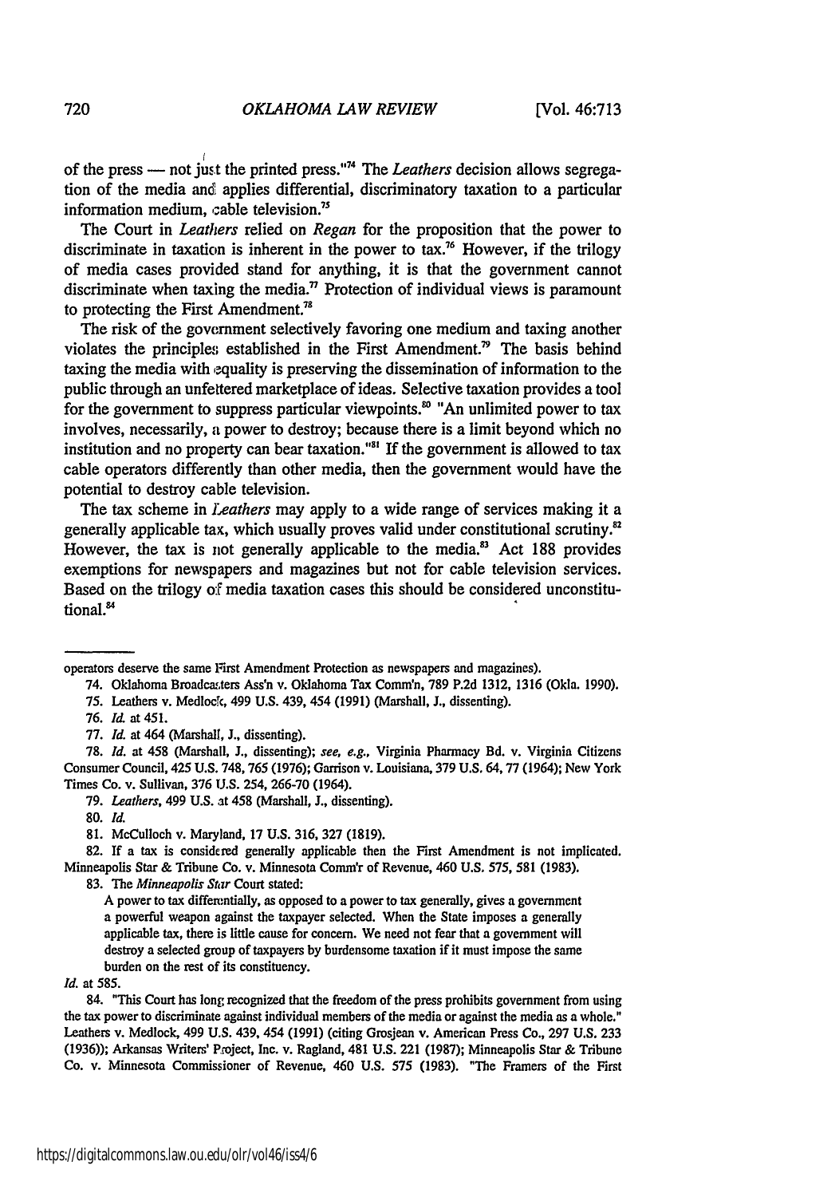of the press — not just the printed press."[74] The *Leathers* decision allows segregation of the media and applies differential, discriminatory taxation to a particular information medium, cable television.[75]

The Court in *Leathers* relied on *Regan* for the proposition that the power to discriminate in taxation is inherent in the power to tax.[76] However, if the trilogy of media cases provided stand for anything, it is that the government cannot discriminate when taxing the media.[77] Protection of individual views is paramount to protecting the First Amendment.[78]

The risk of the government selectively favoring one medium and taxing another violates the principles established in the First Amendment.[79] The basis behind taxing the media with equality is preserving the dissemination of information to the public through an unfettered marketplace of ideas. Selective taxation provides a tool for the government to suppress particular viewpoints.[80] "An unlimited power to tax involves, necessarily, a power to destroy; because there is a limit beyond which no institution and no property can bear taxation."[81] If the government is allowed to tax cable operators differently than other media, then the government would have the potential to destroy cable television.

The tax scheme in *Leathers* may apply to a wide range of services making it a generally applicable tax, which usually proves valid under constitutional scrutiny.[82] However, the tax is not generally applicable to the media.[83] Act 188 provides exemptions for newspapers and magazines but not for cable television services. Based on the trilogy of media taxation cases this should be considered unconstitutional.[84]

---

operators deserve the same First Amendment Protection as newspapers and magazines).

74. Oklahoma Broadcasters Ass'n v. Oklahoma Tax Comm'n, 789 P.2d 1312, 1316 (Okla. 1990).

75. Leathers v. Medlock, 499 U.S. 439, 454 (1991) (Marshall, J., dissenting).

76. *Id.* at 451.

77. *Id.* at 464 (Marshall, J., dissenting).

78. *Id.* at 458 (Marshall, J., dissenting); *see, e.g.*, Virginia Pharmacy Bd. v. Virginia Citizens Consumer Council, 425 U.S. 748, 765 (1976); Garrison v. Louisiana, 379 U.S. 64, 77 (1964); New York Times Co. v. Sullivan, 376 U.S. 254, 266-70 (1964).

79. *Leathers*, 499 U.S. at 458 (Marshall, J., dissenting).

80. *Id.*

81. McCulloch v. Maryland, 17 U.S. 316, 327 (1819).

82. If a tax is considered generally applicable then the First Amendment is not implicated. Minneapolis Star & Tribune Co. v. Minnesota Comm'r of Revenue, 460 U.S. 575, 581 (1983).

83. The *Minneapolis Star* Court stated:

> A power to tax differentially, as opposed to a power to tax generally, gives a government a powerful weapon against the taxpayer selected. When the State imposes a generally applicable tax, there is little cause for concern. We need not fear that a government will destroy a selected group of taxpayers by burdensome taxation if it must impose the same burden on the rest of its constituency.

*Id.* at 585.

84. "This Court has long recognized that the freedom of the press prohibits government from using the tax power to discriminate against individual members of the media or against the media as a whole." Leathers v. Medlock, 499 U.S. 439, 454 (1991) (citing Grosjean v. American Press Co., 297 U.S. 233 (1936)); Arkansas Writers' Project, Inc. v. Ragland, 481 U.S. 221 (1987); Minneapolis Star & Tribune Co. v. Minnesota Commissioner of Revenue, 460 U.S. 575 (1983). "The Framers of the First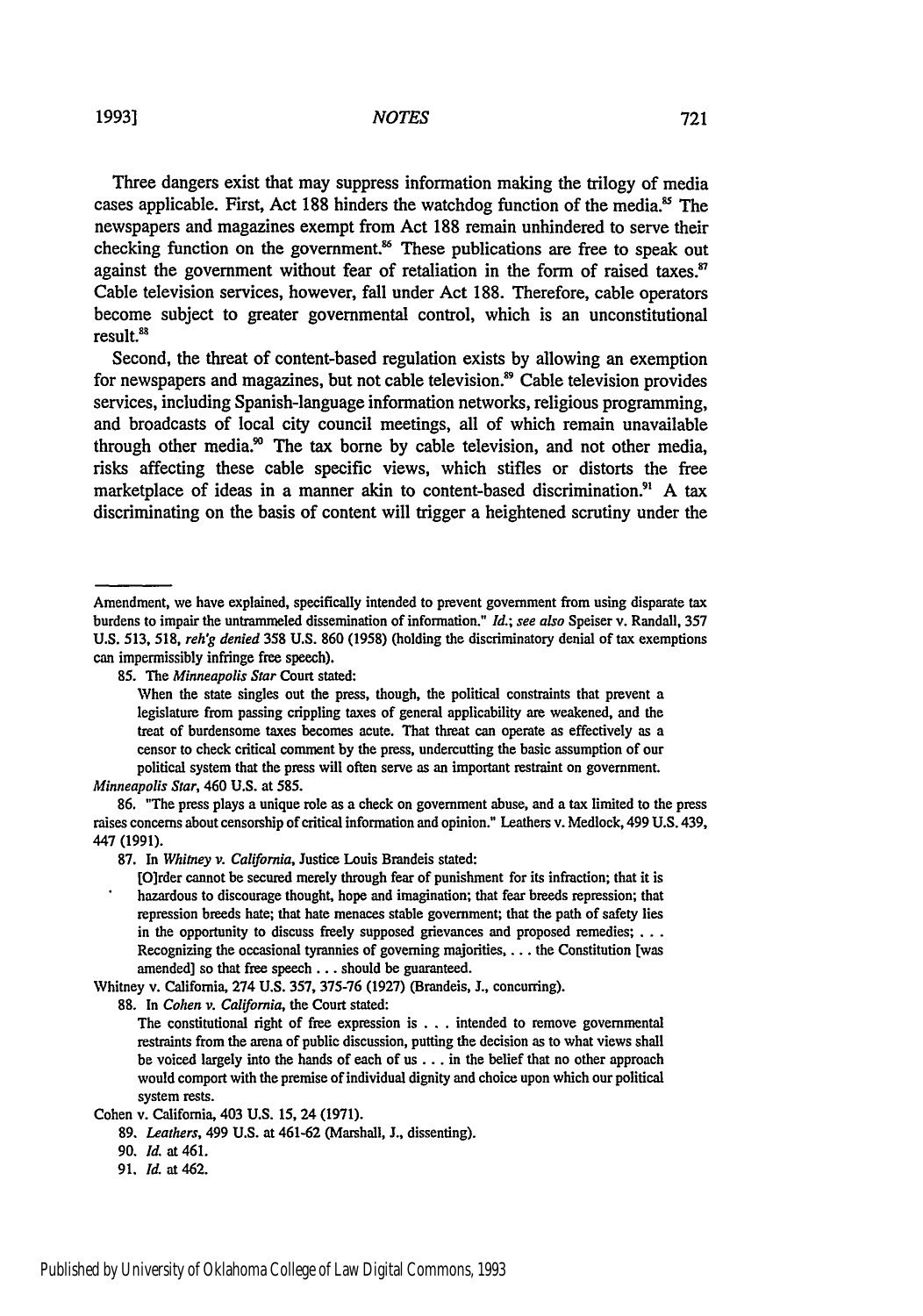Three dangers exist that may suppress information making the trilogy of media cases applicable. First, Act 188 hinders the watchdog function of the media.[85] The newspapers and magazines exempt from Act 188 remain unhindered to serve their checking function on the government.[86] These publications are free to speak out against the government without fear of retaliation in the form of raised taxes.[87] Cable television services, however, fall under Act 188. Therefore, cable operators become subject to greater governmental control, which is an unconstitutional result.[88]

Second, the threat of content-based regulation exists by allowing an exemption for newspapers and magazines, but not cable television.[89] Cable television provides services, including Spanish-language information networks, religious programming, and broadcasts of local city council meetings, all of which remain unavailable through other media.[90] The tax borne by cable television, and not other media, risks affecting these cable specific views, which stifles or distorts the free marketplace of ideas in a manner akin to content-based discrimination.[91] A tax discriminating on the basis of content will trigger a heightened scrutiny under the

---

Amendment, we have explained, specifically intended to prevent government from using disparate tax burdens to impair the untrammeled dissemination of information." *Id.*; *see also* Speiser v. Randall, 357 U.S. 513, 518, *reh'g denied* 358 U.S. 860 (1958) (holding the discriminatory denial of tax exemptions can impermissibly infringe free speech).

85. The *Minneapolis Star* Court stated:

> When the state singles out the press, though, the political constraints that prevent a legislature from passing crippling taxes of general applicability are weakened, and the treat of burdensome taxes becomes acute. That threat can operate as effectively as a censor to check critical comment by the press, undercutting the basic assumption of our political system that the press will often serve as an important restraint on government.

*Minneapolis Star*, 460 U.S. at 585.

86. "The press plays a unique role as a check on government abuse, and a tax limited to the press raises concerns about censorship of critical information and opinion." Leathers v. Medlock, 499 U.S. 439, 447 (1991).

87. In *Whitney v. California*, Justice Louis Brandeis stated:

> [O]rder cannot be secured merely through fear of punishment for its infraction; that it is hazardous to discourage thought, hope and imagination; that fear breeds repression; that repression breeds hate; that hate menaces stable government; that the path of safety lies in the opportunity to discuss freely supposed grievances and proposed remedies; . . . Recognizing the occasional tyrannies of governing majorities, . . . the Constitution [was amended] so that free speech . . . should be guaranteed.

Whitney v. California, 274 U.S. 357, 375-76 (1927) (Brandeis, J., concurring).

88. In *Cohen v. California*, the Court stated:

> The constitutional right of free expression is . . . intended to remove governmental restraints from the arena of public discussion, putting the decision as to what views shall be voiced largely into the hands of each of us . . . in the belief that no other approach would comport with the premise of individual dignity and choice upon which our political system rests.

Cohen v. California, 403 U.S. 15, 24 (1971).

89. *Leathers*, 499 U.S. at 461-62 (Marshall, J., dissenting).

90. *Id.* at 461.

91. *Id.* at 462.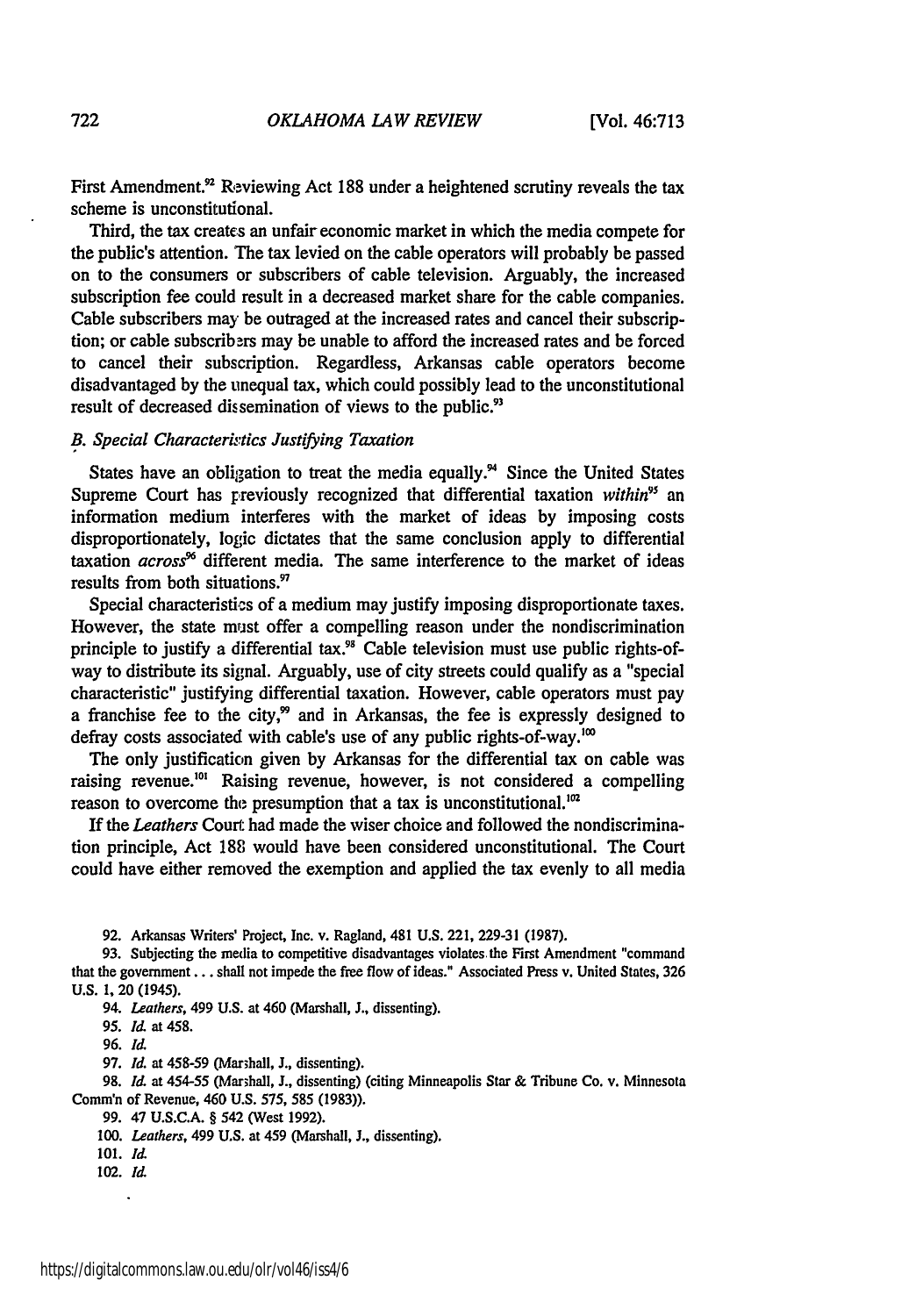First Amendment.[92] Reviewing Act 188 under a heightened scrutiny reveals the tax scheme is unconstitutional.

Third, the tax creates an unfair economic market in which the media compete for the public's attention. The tax levied on the cable operators will probably be passed on to the consumers or subscribers of cable television. Arguably, the increased subscription fee could result in a decreased market share for the cable companies. Cable subscribers may be outraged at the increased rates and cancel their subscription; or cable subscribers may be unable to afford the increased rates and be forced to cancel their subscription. Regardless, Arkansas cable operators become disadvantaged by the unequal tax, which could possibly lead to the unconstitutional result of decreased dissemination of views to the public.[93]

### *B. Special Characteristics Justifying Taxation*

States have an obligation to treat the media equally.[94] Since the United States Supreme Court has previously recognized that differential taxation *within*[95] an information medium interferes with the market of ideas by imposing costs disproportionately, logic dictates that the same conclusion apply to differential taxation *across*[96] different media. The same interference to the market of ideas results from both situations.[97]

Special characteristics of a medium may justify imposing disproportionate taxes. However, the state must offer a compelling reason under the nondiscrimination principle to justify a differential tax.[98] Cable television must use public rights-of-way to distribute its signal. Arguably, use of city streets could qualify as a "special characteristic" justifying differential taxation. However, cable operators must pay a franchise fee to the city,[99] and in Arkansas, the fee is expressly designed to defray costs associated with cable's use of any public rights-of-way.[100]

The only justification given by Arkansas for the differential tax on cable was raising revenue.[101] Raising revenue, however, is not considered a compelling reason to overcome the presumption that a tax is unconstitutional.[102]

If the *Leathers* Court had made the wiser choice and followed the nondiscrimination principle, Act 188 would have been considered unconstitutional. The Court could have either removed the exemption and applied the tax evenly to all media

92. Arkansas Writers' Project, Inc. v. Ragland, 481 U.S. 221, 229-31 (1987).

93. Subjecting the media to competitive disadvantages violates the First Amendment "command that the government . . . shall not impede the free flow of ideas." Associated Press v. United States, 326 U.S. 1, 20 (1945).

94. *Leathers*, 499 U.S. at 460 (Marshall, J., dissenting).

95. *Id.* at 458.

96. *Id.*

97. *Id.* at 458-59 (Marshall, J., dissenting).

98. *Id.* at 454-55 (Marshall, J., dissenting) (citing Minneapolis Star & Tribune Co. v. Minnesota Comm'n of Revenue, 460 U.S. 575, 585 (1983)).

99. 47 U.S.C.A. § 542 (West 1992).

100. *Leathers*, 499 U.S. at 459 (Marshall, J., dissenting).

101. *Id.*

102. *Id.*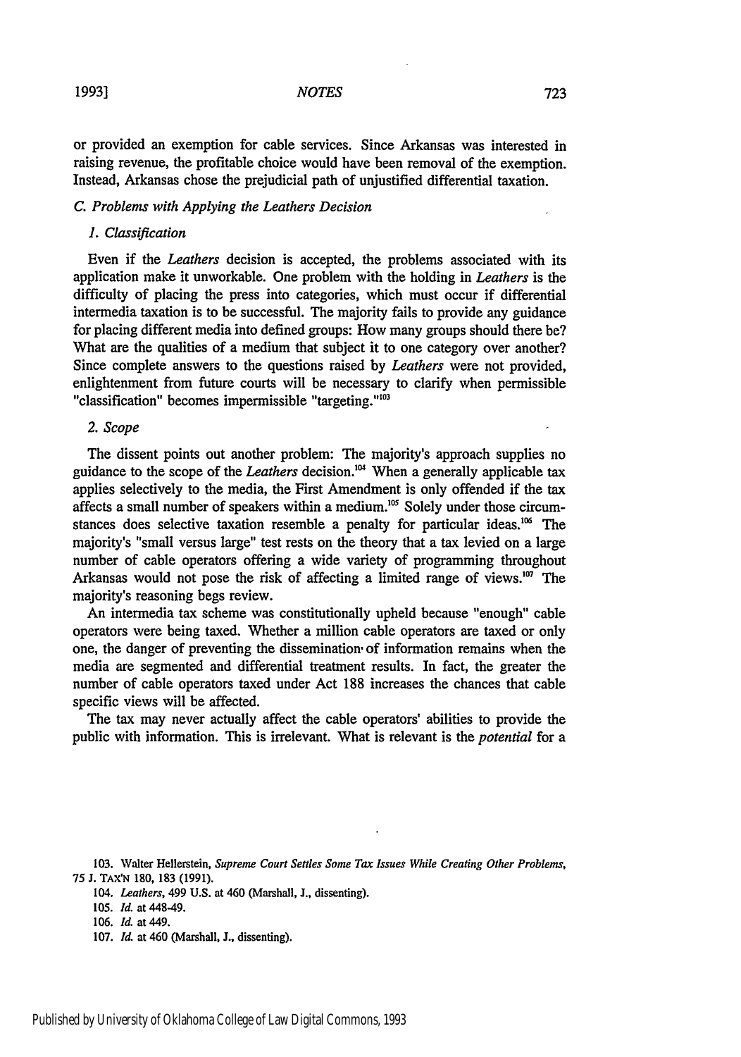or provided an exemption for cable services. Since Arkansas was interested in raising revenue, the profitable choice would have been removal of the exemption. Instead, Arkansas chose the prejudicial path of unjustified differential taxation.

### C. Problems with Applying the Leathers Decision

#### 1. Classification

Even if the *Leathers* decision is accepted, the problems associated with its application make it unworkable. One problem with the holding in *Leathers* is the difficulty of placing the press into categories, which must occur if differential intermedia taxation is to be successful. The majority fails to provide any guidance for placing different media into defined groups: How many groups should there be? What are the qualities of a medium that subject it to one category over another? Since complete answers to the questions raised by *Leathers* were not provided, enlightenment from future courts will be necessary to clarify when permissible "classification" becomes impermissible "targeting."[103]

#### 2. Scope

The dissent points out another problem: The majority's approach supplies no guidance to the scope of the *Leathers* decision.[104] When a generally applicable tax applies selectively to the media, the First Amendment is only offended if the tax affects a small number of speakers within a medium.[105] Solely under those circumstances does selective taxation resemble a penalty for particular ideas.[106] The majority's "small versus large" test rests on the theory that a tax levied on a large number of cable operators offering a wide variety of programming throughout Arkansas would not pose the risk of affecting a limited range of views.[107] The majority's reasoning begs review.

An intermedia tax scheme was constitutionally upheld because "enough" cable operators were being taxed. Whether a million cable operators are taxed or only one, the danger of preventing the dissemination of information remains when the media are segmented and differential treatment results. In fact, the greater the number of cable operators taxed under Act 188 increases the chances that cable specific views will be affected.

The tax may never actually affect the cable operators' abilities to provide the public with information. This is irrelevant. What is relevant is the *potential* for a

103. Walter Hellerstein, *Supreme Court Settles Some Tax Issues While Creating Other Problems*, 75 J. TAX'N 180, 183 (1991).

104. *Leathers*, 499 U.S. at 460 (Marshall, J., dissenting).

105. *Id.* at 448-49.

106. *Id.* at 449.

107. *Id.* at 460 (Marshall, J., dissenting).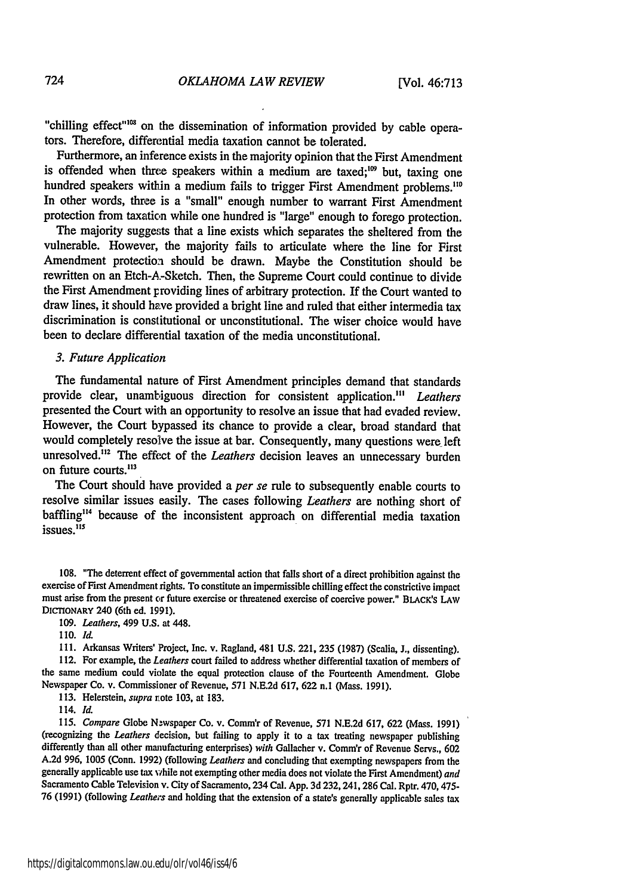"chilling effect"[108] on the dissemination of information provided by cable operators. Therefore, differential media taxation cannot be tolerated.

Furthermore, an inference exists in the majority opinion that the First Amendment is offended when three speakers within a medium are taxed;[109] but, taxing one hundred speakers within a medium fails to trigger First Amendment problems.[110] In other words, three is a "small" enough number to warrant First Amendment protection from taxation while one hundred is "large" enough to forego protection.

The majority suggests that a line exists which separates the sheltered from the vulnerable. However, the majority fails to articulate where the line for First Amendment protection should be drawn. Maybe the Constitution should be rewritten on an Etch-A-Sketch. Then, the Supreme Court could continue to divide the First Amendment providing lines of arbitrary protection. If the Court wanted to draw lines, it should have provided a bright line and ruled that either intermedia tax discrimination is constitutional or unconstitutional. The wiser choice would have been to declare differential taxation of the media unconstitutional.

### *3. Future Application*

The fundamental nature of First Amendment principles demand that standards provide clear, unambiguous direction for consistent application.[111] *Leathers* presented the Court with an opportunity to resolve an issue that had evaded review. However, the Court bypassed its chance to provide a clear, broad standard that would completely resolve the issue at bar. Consequently, many questions were left unresolved.[112] The effect of the *Leathers* decision leaves an unnecessary burden on future courts.[113]

The Court should have provided a *per se* rule to subsequently enable courts to resolve similar issues easily. The cases following *Leathers* are nothing short of baffling[114] because of the inconsistent approach on differential media taxation issues.[115]

108. "The deterrent effect of governmental action that falls short of a direct prohibition against the exercise of First Amendment rights. To constitute an impermissible chilling effect the constrictive impact must arise from the present or future exercise or threatened exercise of coercive power." BLACK'S LAW DICTIONARY 240 (6th ed. 1991).

109. *Leathers*, 499 U.S. at 448.

110. *Id.*

111. Arkansas Writers' Project, Inc. v. Ragland, 481 U.S. 221, 235 (1987) (Scalia, J., dissenting).

112. For example, the *Leathers* court failed to address whether differential taxation of members of the same medium could violate the equal protection clause of the Fourteenth Amendment. Globe Newspaper Co. v. Commissioner of Revenue, 571 N.E.2d 617, 622 n.1 (Mass. 1991).

113. Helerstein, *supra* note 103, at 183.

114. *Id.*

115. *Compare* Globe Newspaper Co. v. Comm'r of Revenue, 571 N.E.2d 617, 622 (Mass. 1991) (recognizing the *Leathers* decision, but failing to apply it to a tax treating newspaper publishing differently than all other manufacturing enterprises) *with* Gallacher v. Comm'r of Revenue Servs., 602 A.2d 996, 1005 (Conn. 1992) (following *Leathers* and concluding that exempting newspapers from the generally applicable use tax while not exempting other media does not violate the First Amendment) *and* Sacramento Cable Television v. City of Sacramento, 234 Cal. App. 3d 232, 241, 286 Cal. Rptr. 470, 475-76 (1991) (following *Leathers* and holding that the extension of a state's generally applicable sales tax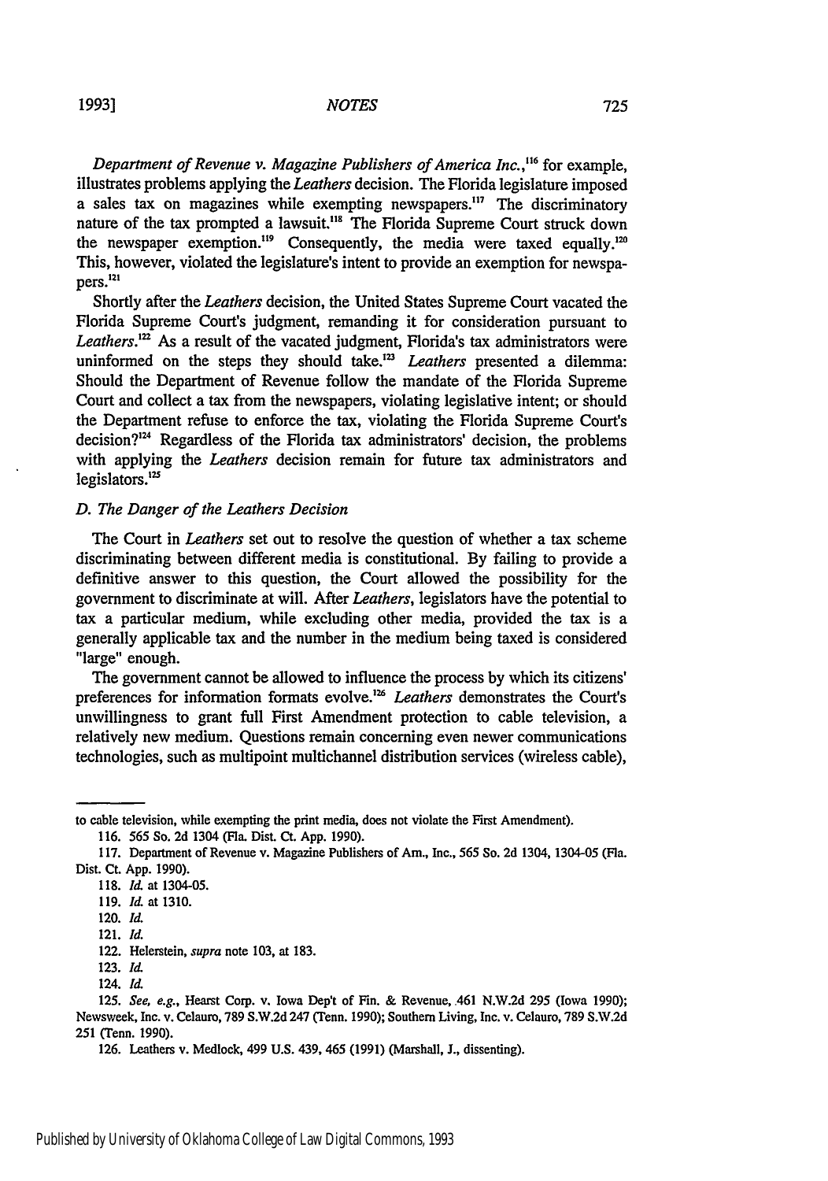*Department of Revenue v. Magazine Publishers of America Inc.*,[116] for example, illustrates problems applying the *Leathers* decision. The Florida legislature imposed a sales tax on magazines while exempting newspapers.[117] The discriminatory nature of the tax prompted a lawsuit.[118] The Florida Supreme Court struck down the newspaper exemption.[119] Consequently, the media were taxed equally.[120] This, however, violated the legislature's intent to provide an exemption for newspapers.[121]

Shortly after the *Leathers* decision, the United States Supreme Court vacated the Florida Supreme Court's judgment, remanding it for consideration pursuant to *Leathers*.[122] As a result of the vacated judgment, Florida's tax administrators were uninformed on the steps they should take.[123] *Leathers* presented a dilemma: Should the Department of Revenue follow the mandate of the Florida Supreme Court and collect a tax from the newspapers, violating legislative intent; or should the Department refuse to enforce the tax, violating the Florida Supreme Court's decision?[124] Regardless of the Florida tax administrators' decision, the problems with applying the *Leathers* decision remain for future tax administrators and legislators.[125]

### *D. The Danger of the Leathers Decision*

The Court in *Leathers* set out to resolve the question of whether a tax scheme discriminating between different media is constitutional. By failing to provide a definitive answer to this question, the Court allowed the possibility for the government to discriminate at will. After *Leathers*, legislators have the potential to tax a particular medium, while excluding other media, provided the tax is a generally applicable tax and the number in the medium being taxed is considered "large" enough.

The government cannot be allowed to influence the process by which its citizens' preferences for information formats evolve.[126] *Leathers* demonstrates the Court's unwillingness to grant full First Amendment protection to cable television, a relatively new medium. Questions remain concerning even newer communications technologies, such as multipoint multichannel distribution services (wireless cable),

---

to cable television, while exempting the print media, does not violate the First Amendment).

116. 565 So. 2d 1304 (Fla. Dist. Ct. App. 1990).

117. Department of Revenue v. Magazine Publishers of Am., Inc., 565 So. 2d 1304, 1304-05 (Fla. Dist. Ct. App. 1990).

118. *Id.* at 1304-05.

119. *Id.* at 1310.

120. *Id.*

121. *Id.*

122. Helerstein, *supra* note 103, at 183.

123. *Id.*

124. *Id.*

125. *See, e.g.*, Hearst Corp. v. Iowa Dep't of Fin. & Revenue, 461 N.W.2d 295 (Iowa 1990); Newsweek, Inc. v. Celauro, 789 S.W.2d 247 (Tenn. 1990); Southern Living, Inc. v. Celauro, 789 S.W.2d 251 (Tenn. 1990).

126. Leathers v. Medlock, 499 U.S. 439, 465 (1991) (Marshall, J., dissenting).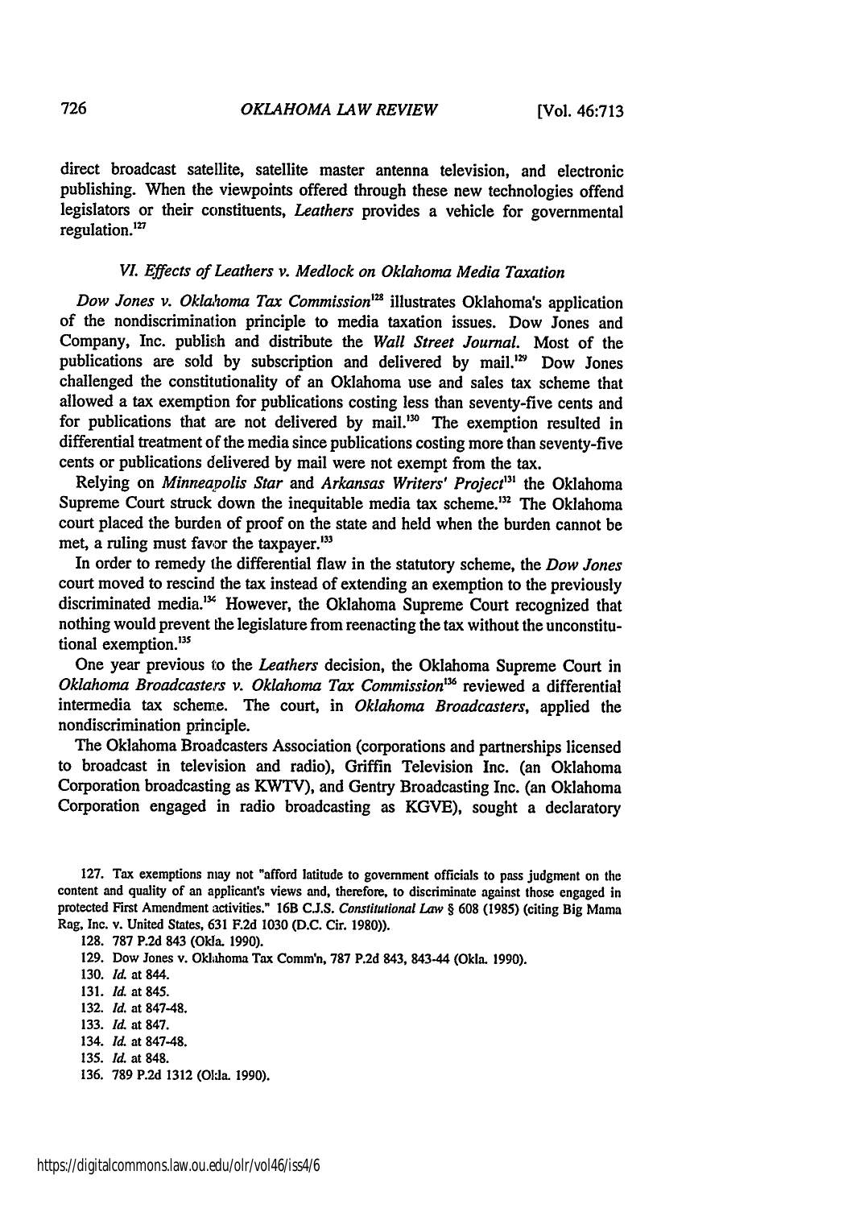direct broadcast satellite, satellite master antenna television, and electronic publishing. When the viewpoints offered through these new technologies offend legislators or their constituents, *Leathers* provides a vehicle for governmental regulation.[127]

### *VI. Effects of Leathers v. Medlock on Oklahoma Media Taxation*

*Dow Jones v. Oklahoma Tax Commission*[128] illustrates Oklahoma's application of the nondiscrimination principle to media taxation issues. Dow Jones and Company, Inc. publish and distribute the *Wall Street Journal*. Most of the publications are sold by subscription and delivered by mail.[129] Dow Jones challenged the constitutionality of an Oklahoma use and sales tax scheme that allowed a tax exemption for publications costing less than seventy-five cents and for publications that are not delivered by mail.[130] The exemption resulted in differential treatment of the media since publications costing more than seventy-five cents or publications delivered by mail were not exempt from the tax.

Relying on *Minneapolis Star* and *Arkansas Writers' Project*[131] the Oklahoma Supreme Court struck down the inequitable media tax scheme.[132] The Oklahoma court placed the burden of proof on the state and held when the burden cannot be met, a ruling must favor the taxpayer.[133]

In order to remedy the differential flaw in the statutory scheme, the *Dow Jones* court moved to rescind the tax instead of extending an exemption to the previously discriminated media.[134] However, the Oklahoma Supreme Court recognized that nothing would prevent the legislature from reenacting the tax without the unconstitutional exemption.[135]

One year previous to the *Leathers* decision, the Oklahoma Supreme Court in *Oklahoma Broadcasters v. Oklahoma Tax Commission*[136] reviewed a differential intermedia tax scheme. The court, in *Oklahoma Broadcasters*, applied the nondiscrimination principle.

The Oklahoma Broadcasters Association (corporations and partnerships licensed to broadcast in television and radio), Griffin Television Inc. (an Oklahoma Corporation broadcasting as KWTV), and Gentry Broadcasting Inc. (an Oklahoma Corporation engaged in radio broadcasting as KGVE), sought a declaratory

---

127. Tax exemptions may not "afford latitude to government officials to pass judgment on the content and quality of an applicant's views and, therefore, to discriminate against those engaged in protected First Amendment activities." 16B C.J.S. *Constitutional Law* § 608 (1985) (citing Big Mama Rag, Inc. v. United States, 631 F.2d 1030 (D.C. Cir. 1980)).

128. 787 P.2d 843 (Okla. 1990).

129. Dow Jones v. Oklahoma Tax Comm'n, 787 P.2d 843, 843-44 (Okla. 1990).

130. *Id.* at 844.

131. *Id.* at 845.

132. *Id.* at 847-48.

133. *Id.* at 847.

134. *Id.* at 847-48.

135. *Id.* at 848.

136. 789 P.2d 1312 (Okla. 1990).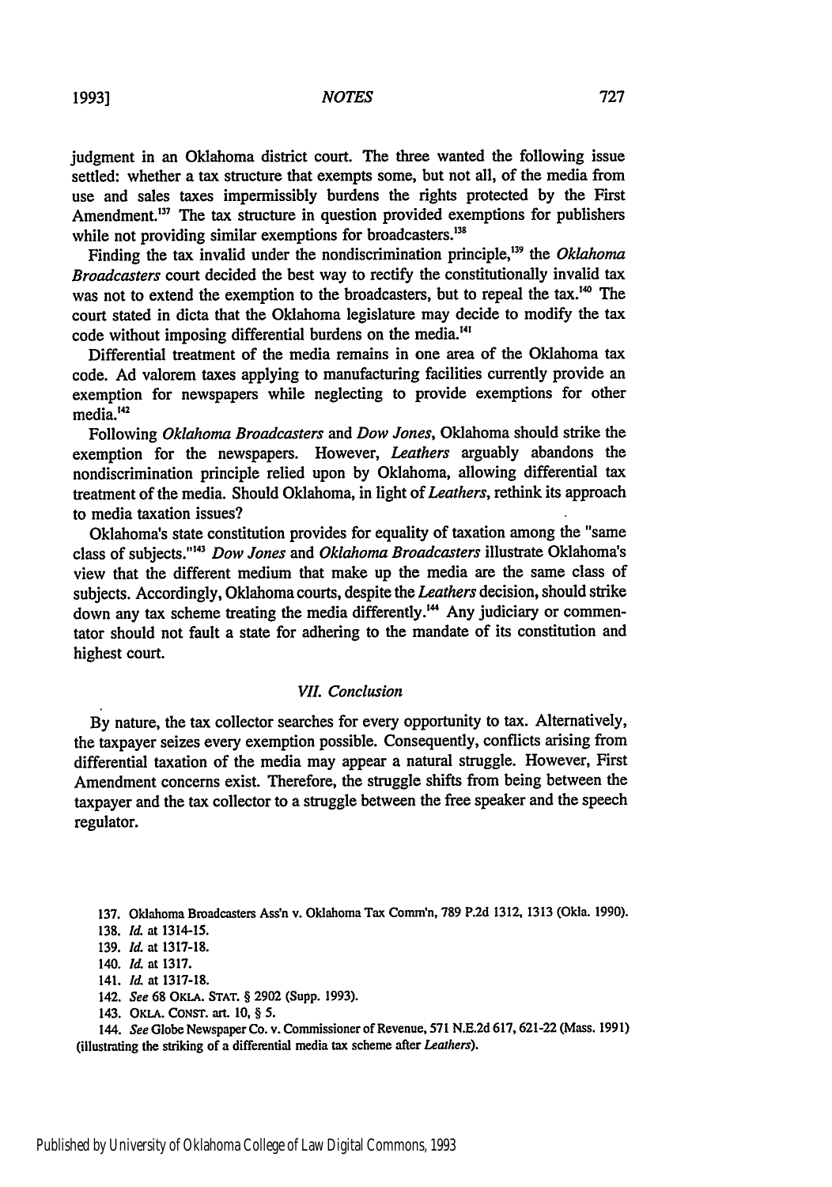judgment in an Oklahoma district court. The three wanted the following issue settled: whether a tax structure that exempts some, but not all, of the media from use and sales taxes impermissibly burdens the rights protected by the First Amendment.[137] The tax structure in question provided exemptions for publishers while not providing similar exemptions for broadcasters.[138]

Finding the tax invalid under the nondiscrimination principle,[139] the *Oklahoma Broadcasters* court decided the best way to rectify the constitutionally invalid tax was not to extend the exemption to the broadcasters, but to repeal the tax.[140] The court stated in dicta that the Oklahoma legislature may decide to modify the tax code without imposing differential burdens on the media.[141]

Differential treatment of the media remains in one area of the Oklahoma tax code. Ad valorem taxes applying to manufacturing facilities currently provide an exemption for newspapers while neglecting to provide exemptions for other media.[142]

Following *Oklahoma Broadcasters* and *Dow Jones*, Oklahoma should strike the exemption for the newspapers. However, *Leathers* arguably abandons the nondiscrimination principle relied upon by Oklahoma, allowing differential tax treatment of the media. Should Oklahoma, in light of *Leathers*, rethink its approach to media taxation issues?

Oklahoma's state constitution provides for equality of taxation among the "same class of subjects."[143] *Dow Jones* and *Oklahoma Broadcasters* illustrate Oklahoma's view that the different medium that make up the media are the same class of subjects. Accordingly, Oklahoma courts, despite the *Leathers* decision, should strike down any tax scheme treating the media differently.[144] Any judiciary or commentator should not fault a state for adhering to the mandate of its constitution and highest court.

### *VII. Conclusion*

By nature, the tax collector searches for every opportunity to tax. Alternatively, the taxpayer seizes every exemption possible. Consequently, conflicts arising from differential taxation of the media may appear a natural struggle. However, First Amendment concerns exist. Therefore, the struggle shifts from being between the taxpayer and the tax collector to a struggle between the free speaker and the speech regulator.

137. Oklahoma Broadcasters Ass'n v. Oklahoma Tax Comm'n, 789 P.2d 1312, 1313 (Okla. 1990).

138. *Id.* at 1314-15.

139. *Id.* at 1317-18.

140. *Id.* at 1317.

141. *Id.* at 1317-18.

142. *See* 68 OKLA. STAT. § 2902 (Supp. 1993).

143. OKLA. CONST. art. 10, § 5.

144. *See* Globe Newspaper Co. v. Commissioner of Revenue, 571 N.E.2d 617, 621-22 (Mass. 1991) (illustrating the striking of a differential media tax scheme after *Leathers*).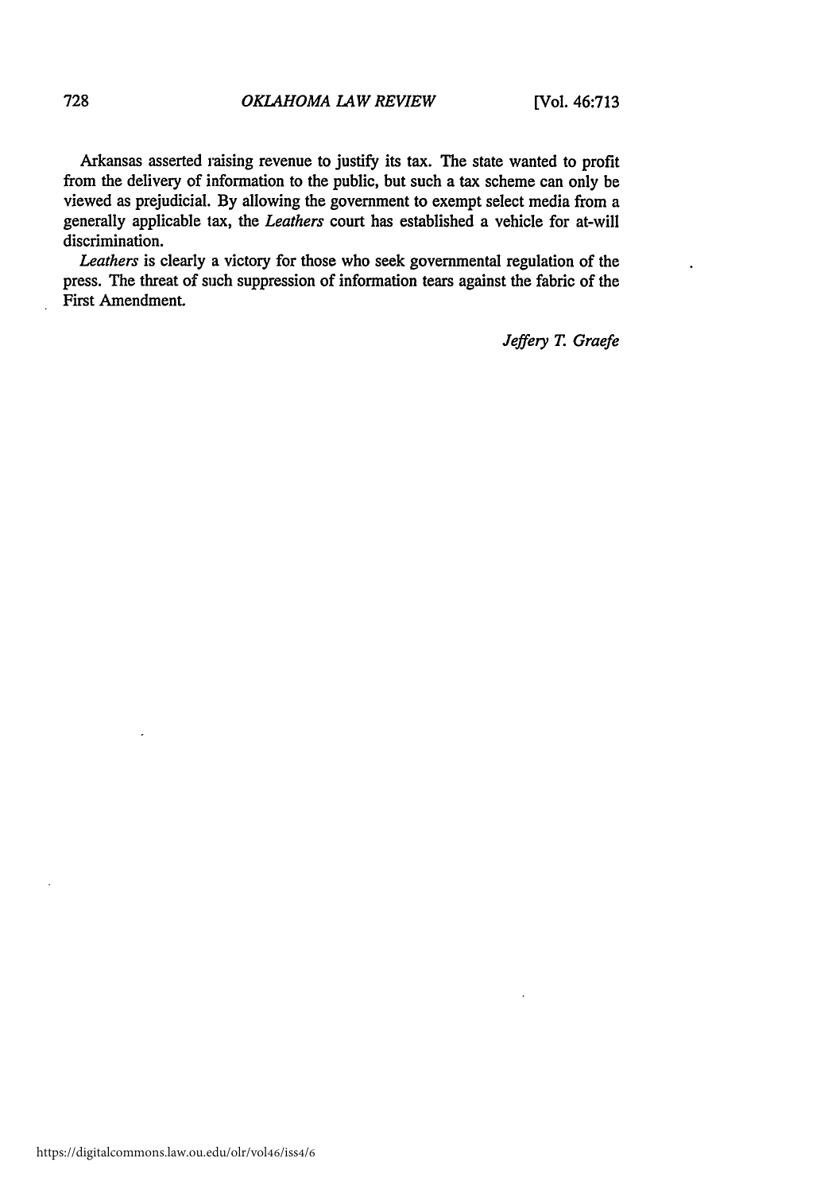Arkansas asserted raising revenue to justify its tax. The state wanted to profit from the delivery of information to the public, but such a tax scheme can only be viewed as prejudicial. By allowing the government to exempt select media from a generally applicable tax, the *Leathers* court has established a vehicle for at-will discrimination.

*Leathers* is clearly a victory for those who seek governmental regulation of the press. The threat of such suppression of information tears against the fabric of the First Amendment.

*Jeffery T. Graefe*